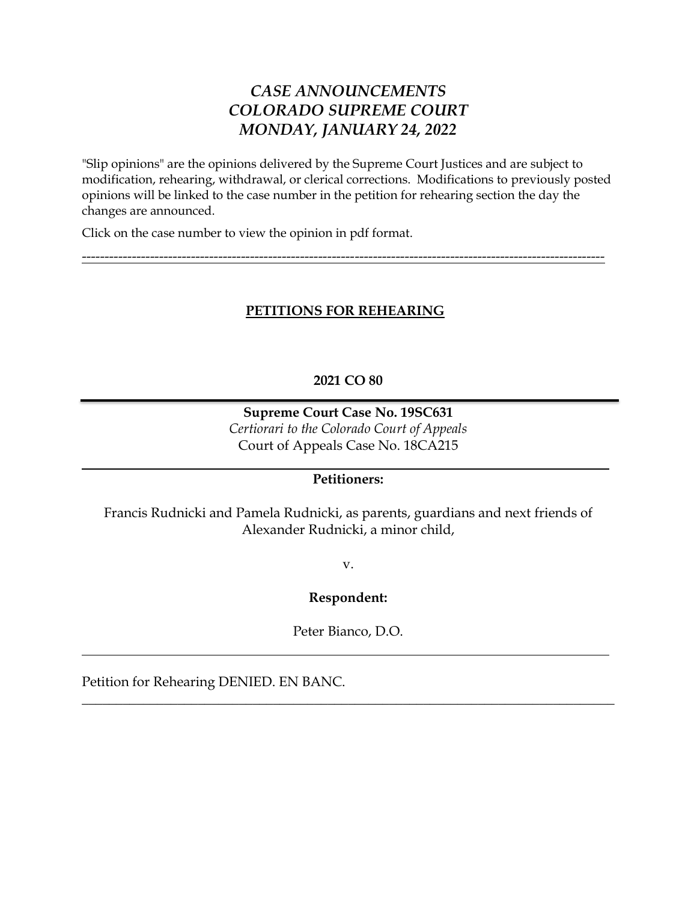# *CASE ANNOUNCEMENTS*
# *COLORADO SUPREME COURT*
# *MONDAY, JANUARY 24, 2022*

"Slip opinions" are the opinions delivered by the Supreme Court Justices and are subject to modification, rehearing, withdrawal, or clerical corrections. Modifications to previously posted opinions will be linked to the case number in the petition for rehearing section the day the changes are announced.

Click on the case number to view the opinion in pdf format.

---

## PETITIONS FOR REHEARING

### 2021 CO 80

---

**Supreme Court Case No. 19SC631**
*Certiorari to the Colorado Court of Appeals*
Court of Appeals Case No. 18CA215

---

**Petitioners:**

Francis Rudnicki and Pamela Rudnicki, as parents, guardians and next friends of Alexander Rudnicki, a minor child,

v.

**Respondent:**

Peter Bianco, D.O.

---

Petition for Rehearing DENIED. EN BANC.

---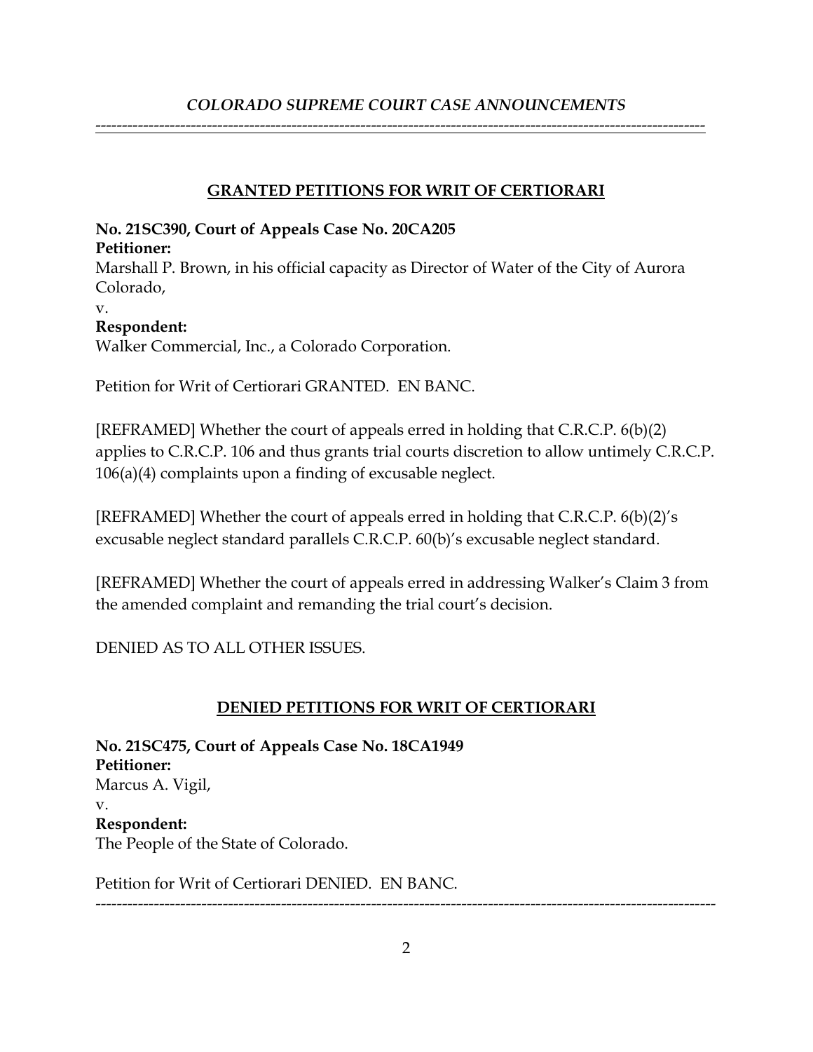## GRANTED PETITIONS FOR WRIT OF CERTIORARI

**No. 21SC390, Court of Appeals Case No. 20CA205**
**Petitioner:**
Marshall P. Brown, in his official capacity as Director of Water of the City of Aurora Colorado,
v.
**Respondent:**
Walker Commercial, Inc., a Colorado Corporation.

Petition for Writ of Certiorari GRANTED. EN BANC.

[REFRAMED] Whether the court of appeals erred in holding that C.R.C.P. 6(b)(2) applies to C.R.C.P. 106 and thus grants trial courts discretion to allow untimely C.R.C.P. 106(a)(4) complaints upon a finding of excusable neglect.

[REFRAMED] Whether the court of appeals erred in holding that C.R.C.P. 6(b)(2)'s excusable neglect standard parallels C.R.C.P. 60(b)'s excusable neglect standard.

[REFRAMED] Whether the court of appeals erred in addressing Walker's Claim 3 from the amended complaint and remanding the trial court's decision.

DENIED AS TO ALL OTHER ISSUES.

## DENIED PETITIONS FOR WRIT OF CERTIORARI

**No. 21SC475, Court of Appeals Case No. 18CA1949**
**Petitioner:**
Marcus A. Vigil,
v.
**Respondent:**
The People of the State of Colorado.

Petition for Writ of Certiorari DENIED. EN BANC.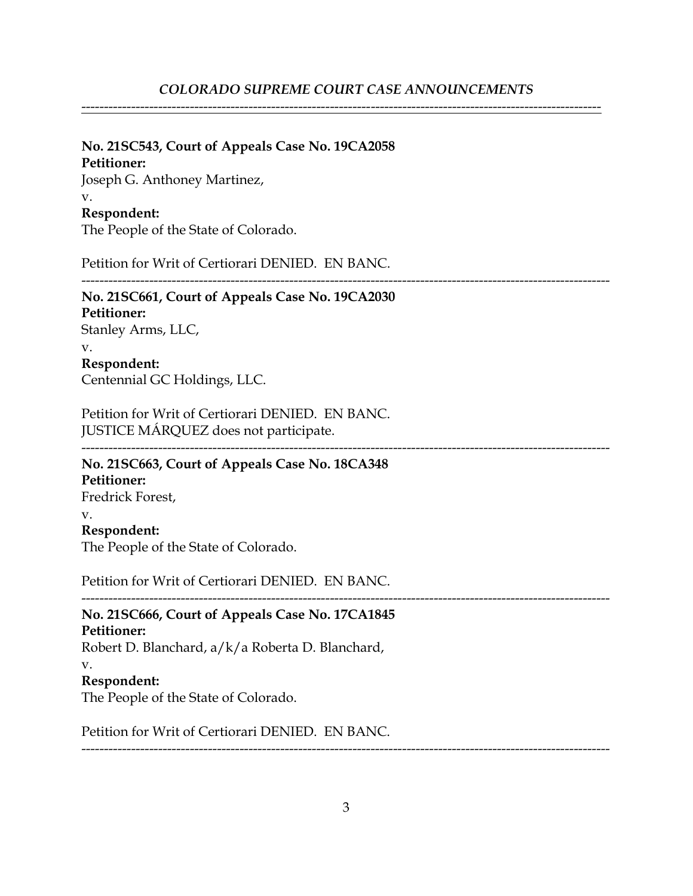**No. 21SC543, Court of Appeals Case No. 19CA2058**
**Petitioner:**
Joseph G. Anthoney Martinez,
v.
**Respondent:**
The People of the State of Colorado.

Petition for Writ of Certiorari DENIED. EN BANC.

---

**No. 21SC661, Court of Appeals Case No. 19CA2030**
**Petitioner:**
Stanley Arms, LLC,
v.
**Respondent:**
Centennial GC Holdings, LLC.

Petition for Writ of Certiorari DENIED. EN BANC.
JUSTICE MÁRQUEZ does not participate.

---

**No. 21SC663, Court of Appeals Case No. 18CA348**
**Petitioner:**
Fredrick Forest,
v.
**Respondent:**
The People of the State of Colorado.

Petition for Writ of Certiorari DENIED. EN BANC.

---

**No. 21SC666, Court of Appeals Case No. 17CA1845**
**Petitioner:**
Robert D. Blanchard, a/k/a Roberta D. Blanchard,
v.
**Respondent:**
The People of the State of Colorado.

Petition for Writ of Certiorari DENIED. EN BANC.

---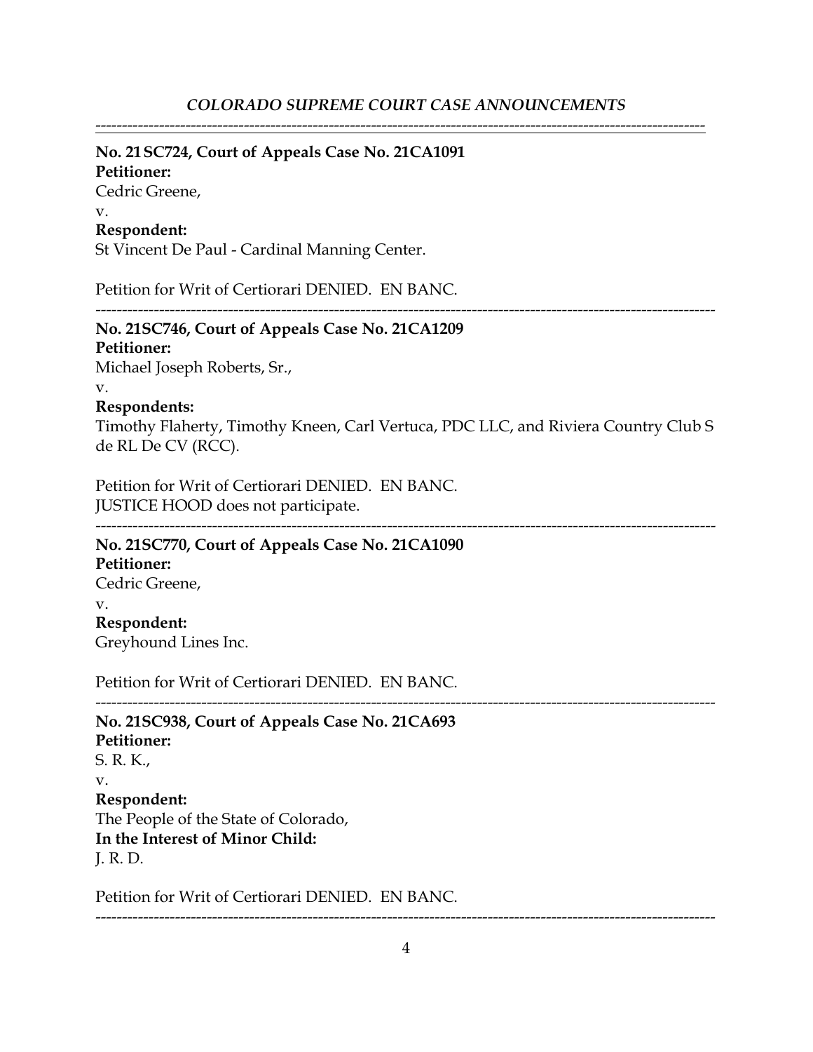---

**No. 21 SC724, Court of Appeals Case No. 21CA1091**
**Petitioner:**
Cedric Greene,
v.
**Respondent:**
St Vincent De Paul - Cardinal Manning Center.

Petition for Writ of Certiorari DENIED. EN BANC.

---

**No. 21SC746, Court of Appeals Case No. 21CA1209**
**Petitioner:**
Michael Joseph Roberts, Sr.,
v.
**Respondents:**
Timothy Flaherty, Timothy Kneen, Carl Vertuca, PDC LLC, and Riviera Country Club S de RL De CV (RCC).

Petition for Writ of Certiorari DENIED. EN BANC.
JUSTICE HOOD does not participate.

---

**No. 21SC770, Court of Appeals Case No. 21CA1090**
**Petitioner:**
Cedric Greene,
v.
**Respondent:**
Greyhound Lines Inc.

Petition for Writ of Certiorari DENIED. EN BANC.

---

**No. 21SC938, Court of Appeals Case No. 21CA693**
**Petitioner:**
S. R. K.,
v.
**Respondent:**
The People of the State of Colorado,
**In the Interest of Minor Child:**
J. R. D.

Petition for Writ of Certiorari DENIED. EN BANC.

---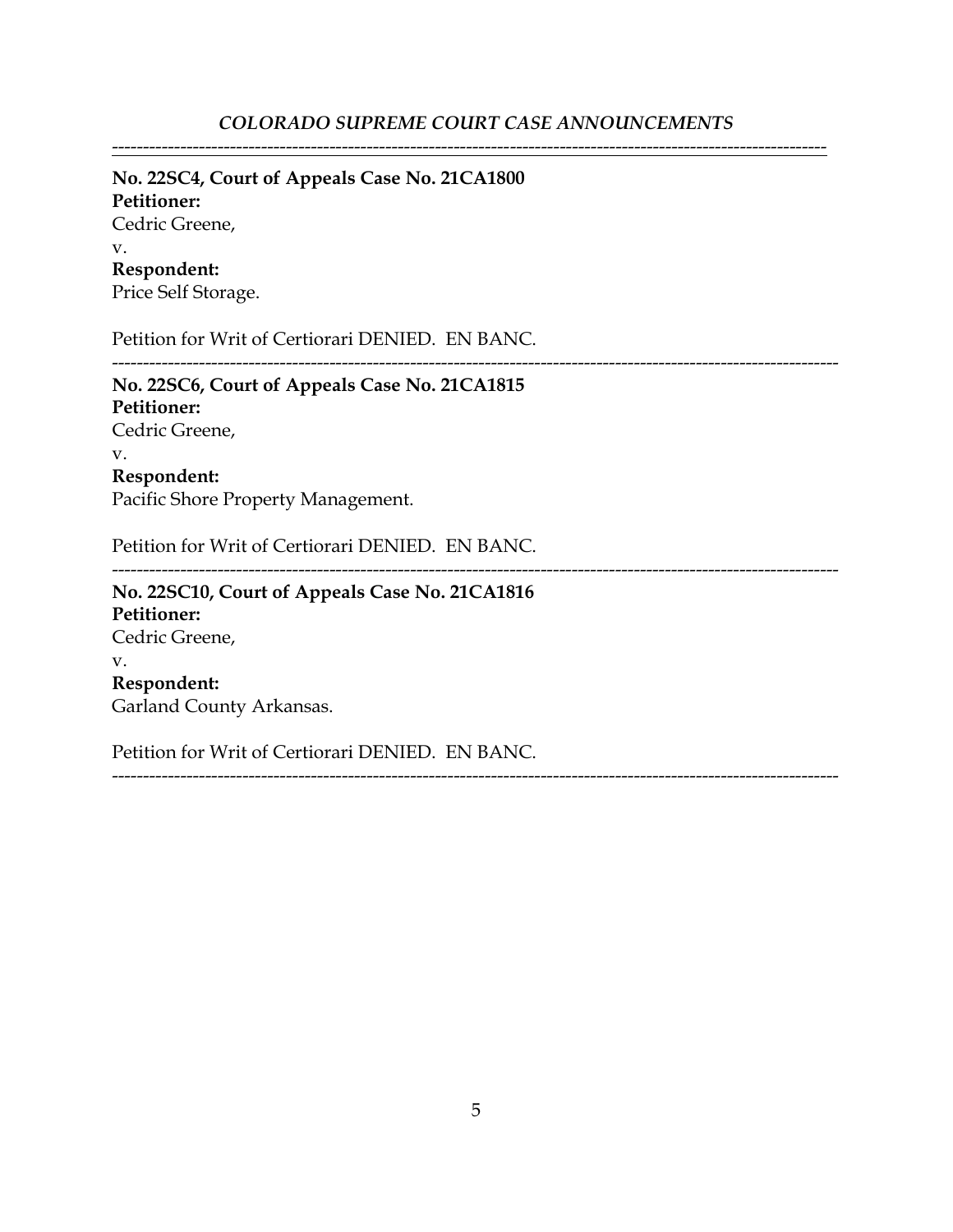---

**No. 22SC4, Court of Appeals Case No. 21CA1800**
**Petitioner:**
Cedric Greene,
v.
**Respondent:**
Price Self Storage.

Petition for Writ of Certiorari DENIED. EN BANC.

---

**No. 22SC6, Court of Appeals Case No. 21CA1815**
**Petitioner:**
Cedric Greene,
v.
**Respondent:**
Pacific Shore Property Management.

Petition for Writ of Certiorari DENIED. EN BANC.

---

**No. 22SC10, Court of Appeals Case No. 21CA1816**
**Petitioner:**
Cedric Greene,
v.
**Respondent:**
Garland County Arkansas.

Petition for Writ of Certiorari DENIED. EN BANC.

---